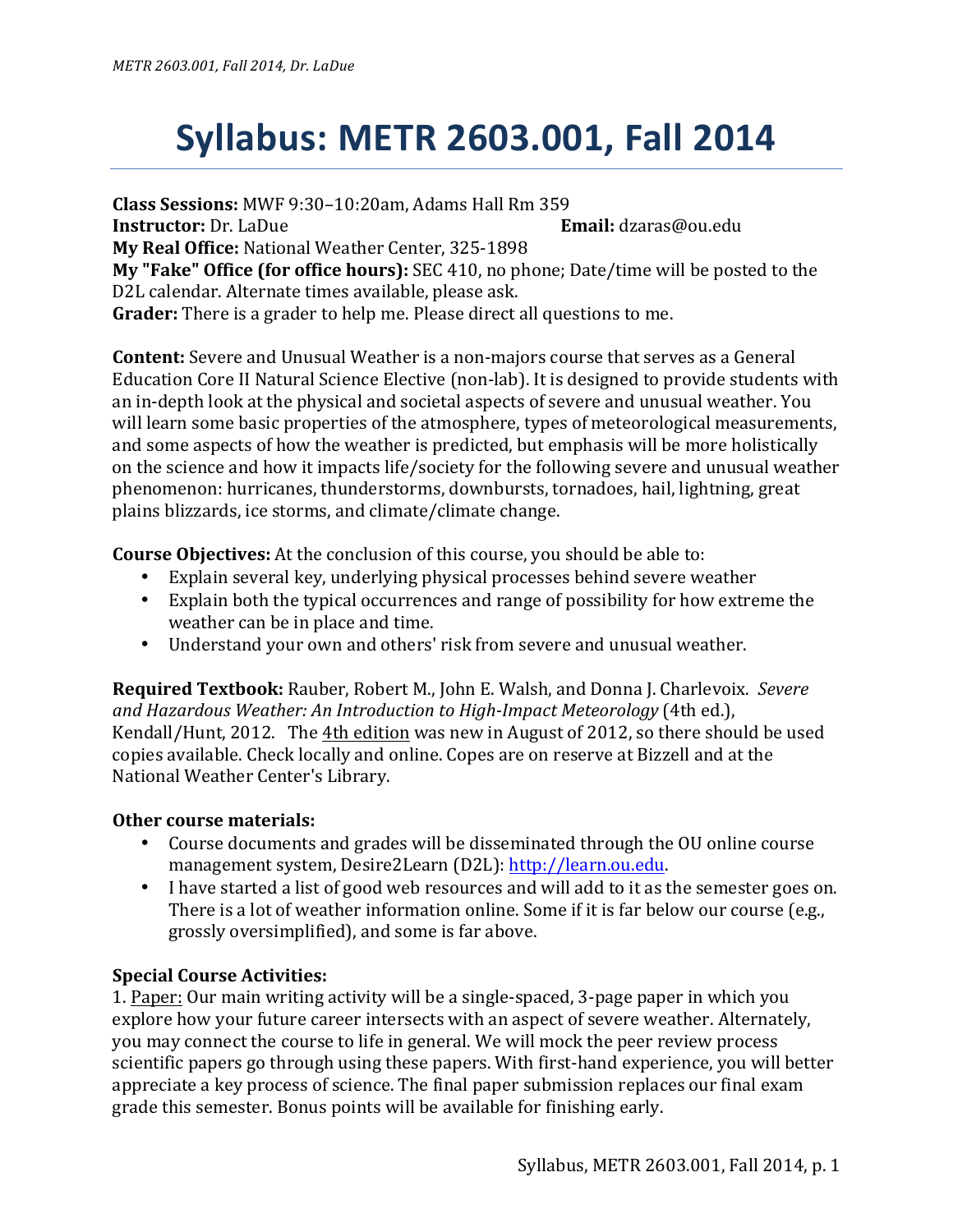# Syllabus: METR 2603.001, Fall 2014

**Class Sessions:** MWF 9:30–10:20am, Adams Hall Rm 359
**Instructor:** Dr. LaDue **Email:** dzaras@ou.edu
**My Real Office:** National Weather Center, 325-1898
**My "Fake" Office (for office hours):** SEC 410, no phone; Date/time will be posted to the D2L calendar. Alternate times available, please ask.
**Grader:** There is a grader to help me. Please direct all questions to me.

**Content:** Severe and Unusual Weather is a non-majors course that serves as a General Education Core II Natural Science Elective (non-lab). It is designed to provide students with an in-depth look at the physical and societal aspects of severe and unusual weather. You will learn some basic properties of the atmosphere, types of meteorological measurements, and some aspects of how the weather is predicted, but emphasis will be more holistically on the science and how it impacts life/society for the following severe and unusual weather phenomenon: hurricanes, thunderstorms, downbursts, tornadoes, hail, lightning, great plains blizzards, ice storms, and climate/climate change.

**Course Objectives:** At the conclusion of this course, you should be able to:

- Explain several key, underlying physical processes behind severe weather
- Explain both the typical occurrences and range of possibility for how extreme the weather can be in place and time.
- Understand your own and others' risk from severe and unusual weather.

**Required Textbook:** Rauber, Robert M., John E. Walsh, and Donna J. Charlevoix. *Severe and Hazardous Weather: An Introduction to High-Impact Meteorology* (4th ed.), Kendall/Hunt, 2012. The 4th edition was new in August of 2012, so there should be used copies available. Check locally and online. Copes are on reserve at Bizzell and at the National Weather Center's Library.

**Other course materials:**

- Course documents and grades will be disseminated through the OU online course management system, Desire2Learn (D2L): http://learn.ou.edu.
- I have started a list of good web resources and will add to it as the semester goes on. There is a lot of weather information online. Some if it is far below our course (e.g., grossly oversimplified), and some is far above.

**Special Course Activities:**

1. Paper: Our main writing activity will be a single-spaced, 3-page paper in which you explore how your future career intersects with an aspect of severe weather. Alternately, you may connect the course to life in general. We will mock the peer review process scientific papers go through using these papers. With first-hand experience, you will better appreciate a key process of science. The final paper submission replaces our final exam grade this semester. Bonus points will be available for finishing early.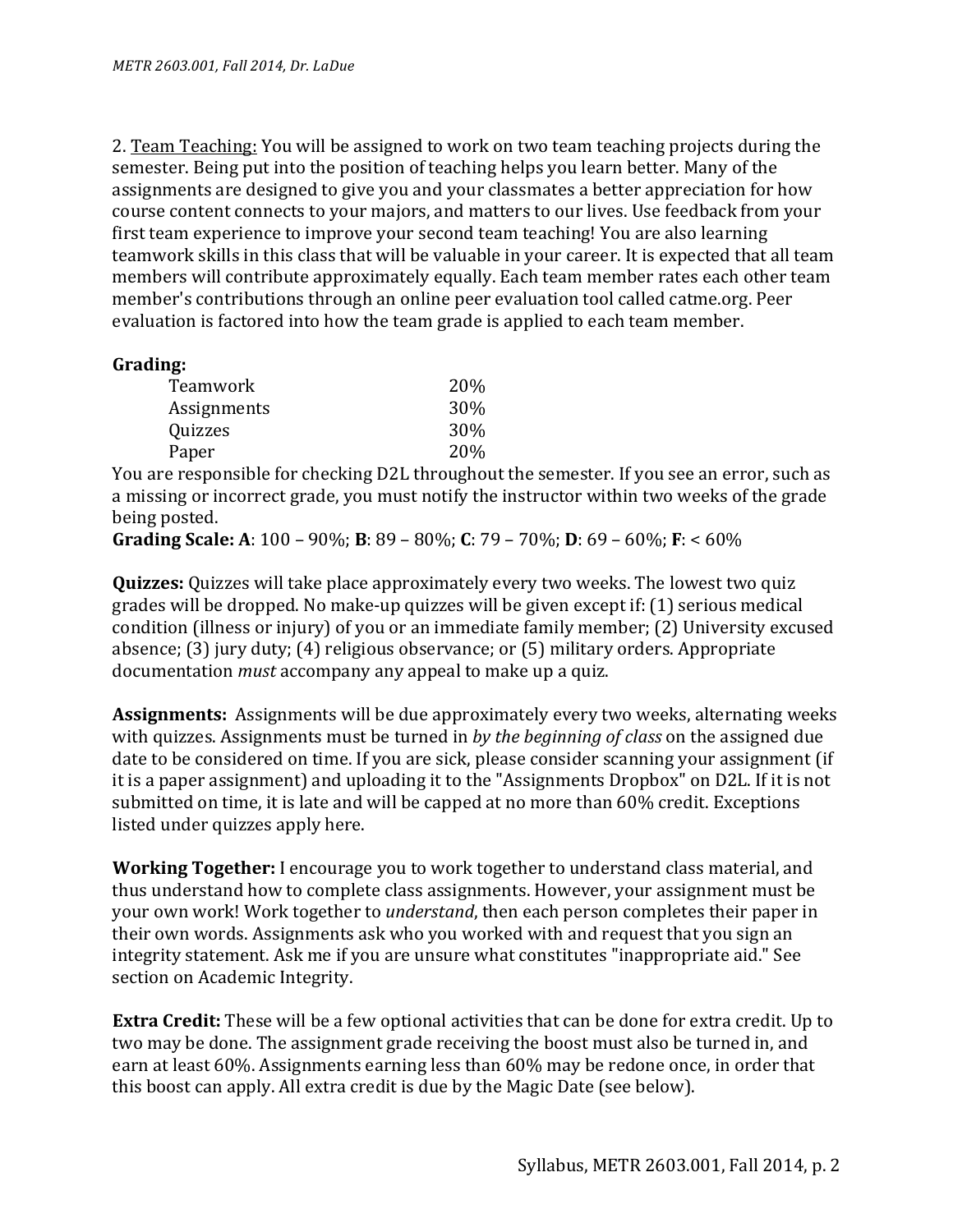2. <u>Team Teaching:</u> You will be assigned to work on two team teaching projects during the semester. Being put into the position of teaching helps you learn better. Many of the assignments are designed to give you and your classmates a better appreciation for how course content connects to your majors, and matters to our lives. Use feedback from your first team experience to improve your second team teaching! You are also learning teamwork skills in this class that will be valuable in your career. It is expected that all team members will contribute approximately equally. Each team member rates each other team member's contributions through an online peer evaluation tool called catme.org. Peer evaluation is factored into how the team grade is applied to each team member.

**Grading:**

| | |
|---|---|
| Teamwork | 20% |
| Assignments | 30% |
| Quizzes | 30% |
| Paper | 20% |

You are responsible for checking D2L throughout the semester. If you see an error, such as a missing or incorrect grade, you must notify the instructor within two weeks of the grade being posted.

**Grading Scale: A**: 100 – 90%; **B**: 89 – 80%; **C**: 79 – 70%; **D**: 69 – 60%; **F**: < 60%

**Quizzes:** Quizzes will take place approximately every two weeks. The lowest two quiz grades will be dropped. No make-up quizzes will be given except if: (1) serious medical condition (illness or injury) of you or an immediate family member; (2) University excused absence; (3) jury duty; (4) religious observance; or (5) military orders. Appropriate documentation *must* accompany any appeal to make up a quiz.

**Assignments:** Assignments will be due approximately every two weeks, alternating weeks with quizzes. Assignments must be turned in *by the beginning of class* on the assigned due date to be considered on time. If you are sick, please consider scanning your assignment (if it is a paper assignment) and uploading it to the "Assignments Dropbox" on D2L. If it is not submitted on time, it is late and will be capped at no more than 60% credit. Exceptions listed under quizzes apply here.

**Working Together:** I encourage you to work together to understand class material, and thus understand how to complete class assignments. However, your assignment must be your own work! Work together to *understand*, then each person completes their paper in their own words. Assignments ask who you worked with and request that you sign an integrity statement. Ask me if you are unsure what constitutes "inappropriate aid." See section on Academic Integrity.

**Extra Credit:** These will be a few optional activities that can be done for extra credit. Up to two may be done. The assignment grade receiving the boost must also be turned in, and earn at least 60%. Assignments earning less than 60% may be redone once, in order that this boost can apply. All extra credit is due by the Magic Date (see below).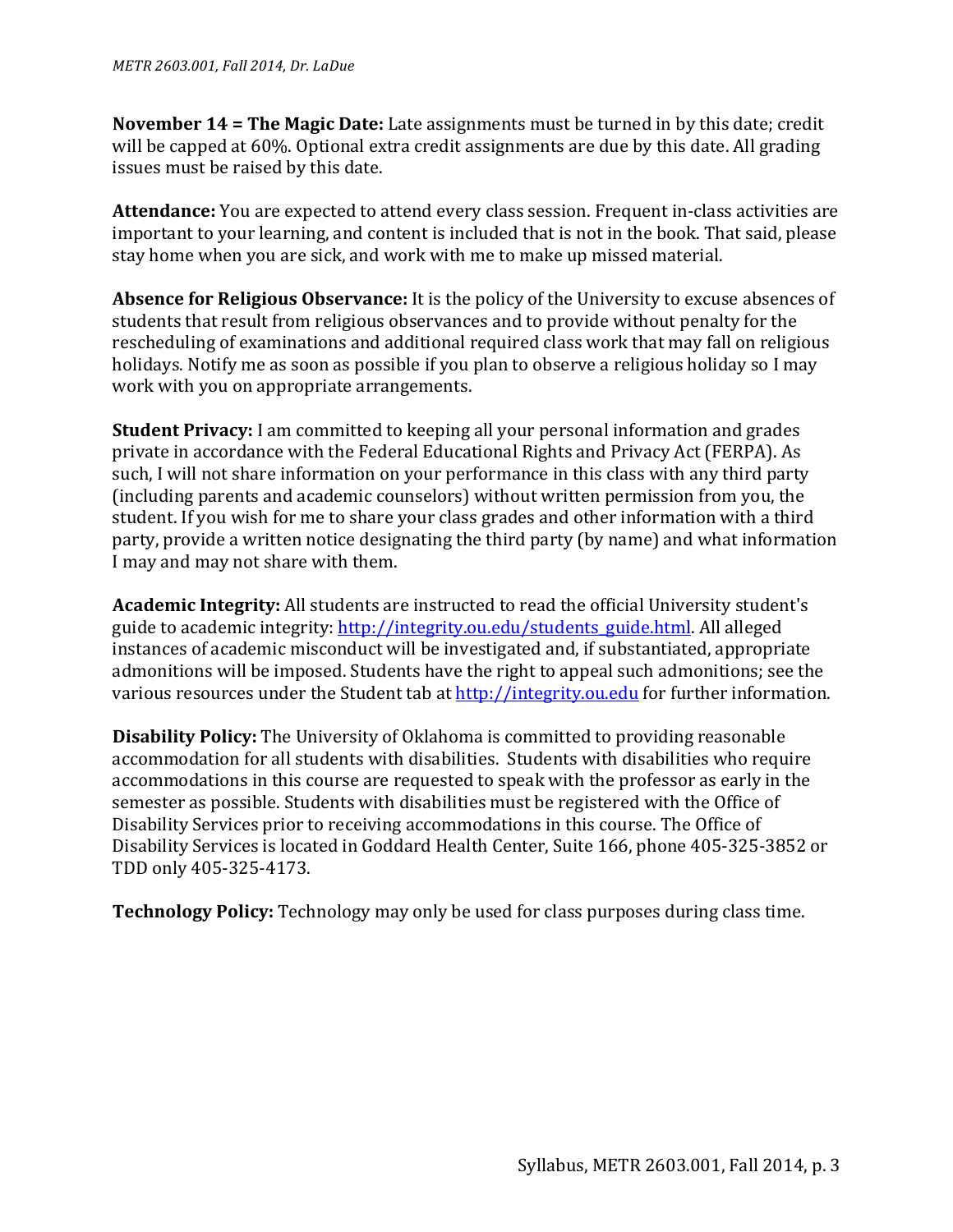**November 14 = The Magic Date:** Late assignments must be turned in by this date; credit will be capped at 60%. Optional extra credit assignments are due by this date. All grading issues must be raised by this date.

**Attendance:** You are expected to attend every class session. Frequent in-class activities are important to your learning, and content is included that is not in the book. That said, please stay home when you are sick, and work with me to make up missed material.

**Absence for Religious Observance:** It is the policy of the University to excuse absences of students that result from religious observances and to provide without penalty for the rescheduling of examinations and additional required class work that may fall on religious holidays. Notify me as soon as possible if you plan to observe a religious holiday so I may work with you on appropriate arrangements.

**Student Privacy:** I am committed to keeping all your personal information and grades private in accordance with the Federal Educational Rights and Privacy Act (FERPA). As such, I will not share information on your performance in this class with any third party (including parents and academic counselors) without written permission from you, the student. If you wish for me to share your class grades and other information with a third party, provide a written notice designating the third party (by name) and what information I may and may not share with them.

**Academic Integrity:** All students are instructed to read the official University student's guide to academic integrity: http://integrity.ou.edu/students_guide.html. All alleged instances of academic misconduct will be investigated and, if substantiated, appropriate admonitions will be imposed. Students have the right to appeal such admonitions; see the various resources under the Student tab at http://integrity.ou.edu for further information.

**Disability Policy:** The University of Oklahoma is committed to providing reasonable accommodation for all students with disabilities. Students with disabilities who require accommodations in this course are requested to speak with the professor as early in the semester as possible. Students with disabilities must be registered with the Office of Disability Services prior to receiving accommodations in this course. The Office of Disability Services is located in Goddard Health Center, Suite 166, phone 405-325-3852 or TDD only 405-325-4173.

**Technology Policy:** Technology may only be used for class purposes during class time.